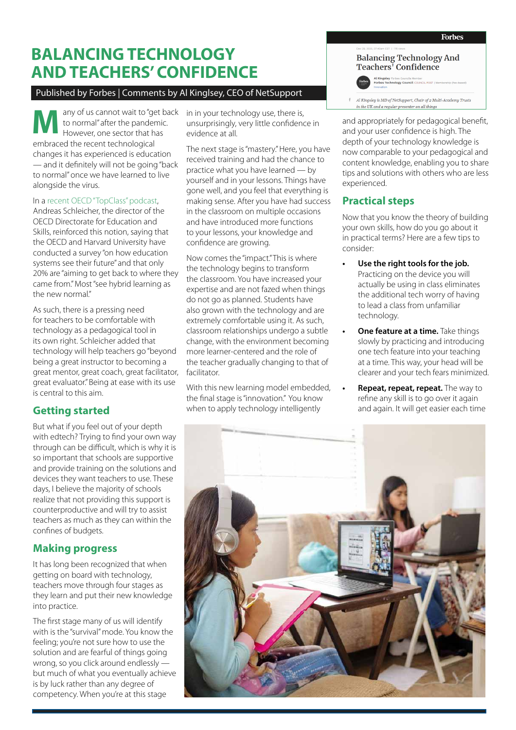# BALANCING TECHNOLOGY AND TEACHERS' CONFIDENCE

Published by Forbes | Comments by Al Kinglsey, CEO of NetSupport

Many of us cannot wait to "get back to normal" after the pandemic. However, one sector that has embraced the recent technological changes it has experienced is education — and it definitely will not be going "back to normal" once we have learned to live alongside the virus.

In a recent OECD "TopClass" podcast, Andreas Schleicher, the director of the OECD Directorate for Education and Skills, reinforced this notion, saying that the OECD and Harvard University have conducted a survey "on how education systems see their future" and that only 20% are "aiming to get back to where they came from." Most "see hybrid learning as the new normal."

As such, there is a pressing need for teachers to be comfortable with technology as a pedagogical tool in its own right. Schleicher added that technology will help teachers go "beyond being a great instructor to becoming a great mentor, great coach, great facilitator, great evaluator." Being at ease with its use is central to this aim.

## Getting started

But what if you feel out of your depth with edtech? Trying to find your own way through can be difficult, which is why it is so important that schools are supportive and provide training on the solutions and devices they want teachers to use. These days, I believe the majority of schools realize that not providing this support is counterproductive and will try to assist teachers as much as they can within the confines of budgets.

## Making progress

It has long been recognized that when getting on board with technology, teachers move through four stages as they learn and put their new knowledge into practice.

The first stage many of us will identify with is the "survival" mode. You know the feeling; you're not sure how to use the solution and are fearful of things going wrong, so you click around endlessly — but much of what you eventually achieve is by luck rather than any degree of competency. When you're at this stage in in your technology use, there is, unsurprisingly, very little confidence in evidence at all.

The next stage is "mastery." Here, you have received training and had the chance to practice what you have learned — by yourself and in your lessons. Things have gone well, and you feel that everything is making sense. After you have had success in the classroom on multiple occasions and have introduced more functions to your lessons, your knowledge and confidence are growing.

Now comes the "impact." This is where the technology begins to transform the classroom. You have increased your expertise and are not fazed when things do not go as planned. Students have also grown with the technology and are extremely comfortable using it. As such, classroom relationships undergo a subtle change, with the environment becoming more learner-centered and the role of the teacher gradually changing to that of facilitator.

With this new learning model embedded, the final stage is "innovation." You know when to apply technology intelligently and appropriately for pedagogical benefit, and your user confidence is high. The depth of your technology knowledge is now comparable to your pedagogical and content knowledge, enabling you to share tips and solutions with others who are less experienced.

## Practical steps

Now that you know the theory of building your own skills, how do you go about it in practical terms? Here are a few tips to consider:

- **Use the right tools for the job.** Practicing on the device you will actually be using in class eliminates the additional tech worry of having to lead a class from unfamiliar technology.
- **One feature at a time.** Take things slowly by practicing and introducing one tech feature into your teaching at a time. This way, your head will be clearer and your tech fears minimized.
- **Repeat, repeat, repeat.** The way to refine any skill is to go over it again and again. It will get easier each time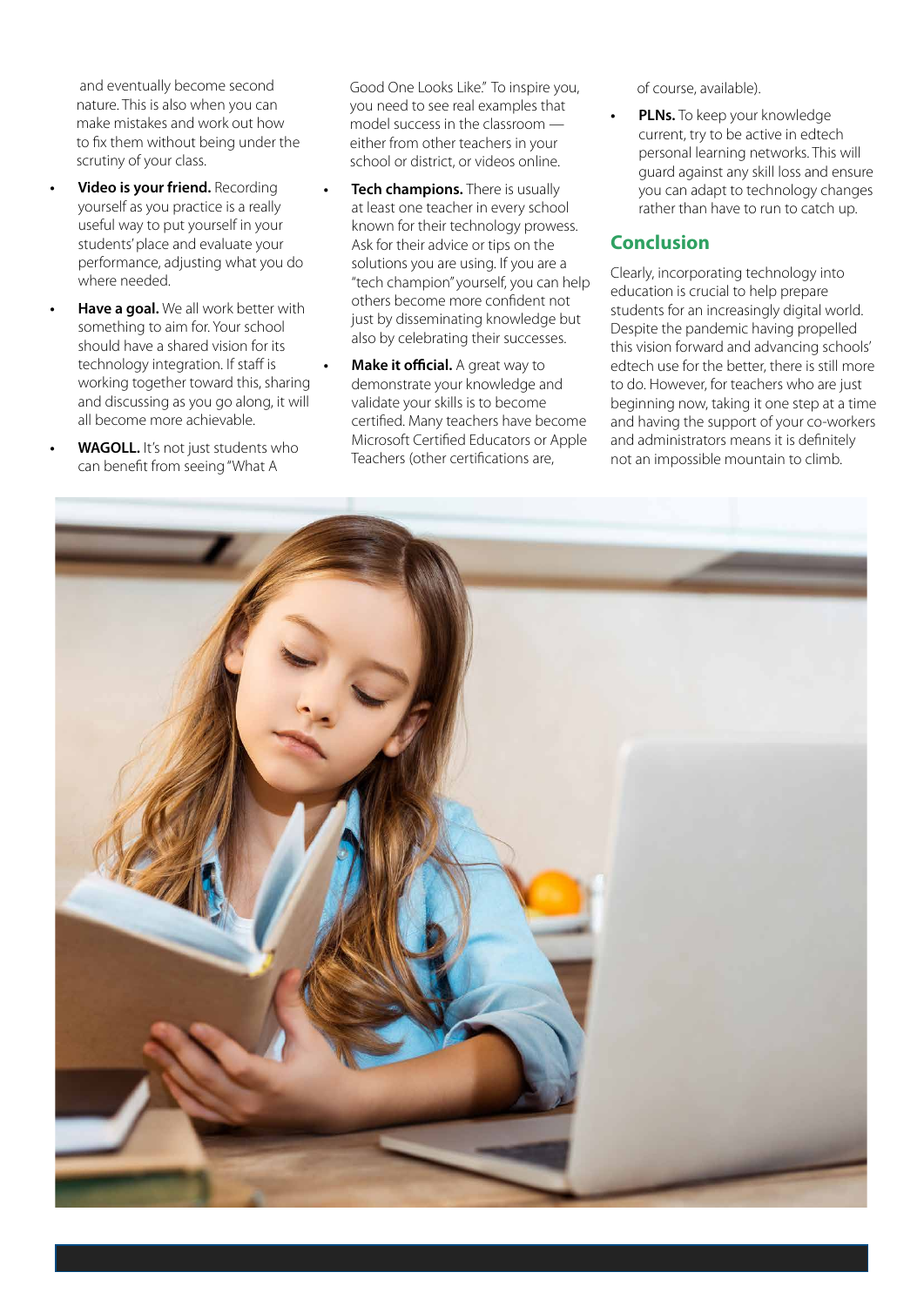and eventually become second nature. This is also when you can make mistakes and work out how to fix them without being under the scrutiny of your class.

- **Video is your friend.** Recording yourself as you practice is a really useful way to put yourself in your students' place and evaluate your performance, adjusting what you do where needed.
- **Have a goal.** We all work better with something to aim for. Your school should have a shared vision for its technology integration. If staff is working together toward this, sharing and discussing as you go along, it will all become more achievable.
- **WAGOLL.** It's not just students who can benefit from seeing "What A Good One Looks Like." To inspire you, you need to see real examples that model success in the classroom — either from other teachers in your school or district, or videos online.
- **Tech champions.** There is usually at least one teacher in every school known for their technology prowess. Ask for their advice or tips on the solutions you are using. If you are a "tech champion" yourself, you can help others become more confident not just by disseminating knowledge but also by celebrating their successes.
- **Make it official.** A great way to demonstrate your knowledge and validate your skills is to become certified. Many teachers have become Microsoft Certified Educators or Apple Teachers (other certifications are, of course, available).
- **PLNs.** To keep your knowledge current, try to be active in edtech personal learning networks. This will guard against any skill loss and ensure you can adapt to technology changes rather than have to run to catch up.

## Conclusion

Clearly, incorporating technology into education is crucial to help prepare students for an increasingly digital world. Despite the pandemic having propelled this vision forward and advancing schools' edtech use for the better, there is still more to do. However, for teachers who are just beginning now, taking it one step at a time and having the support of your co-workers and administrators means it is definitely not an impossible mountain to climb.